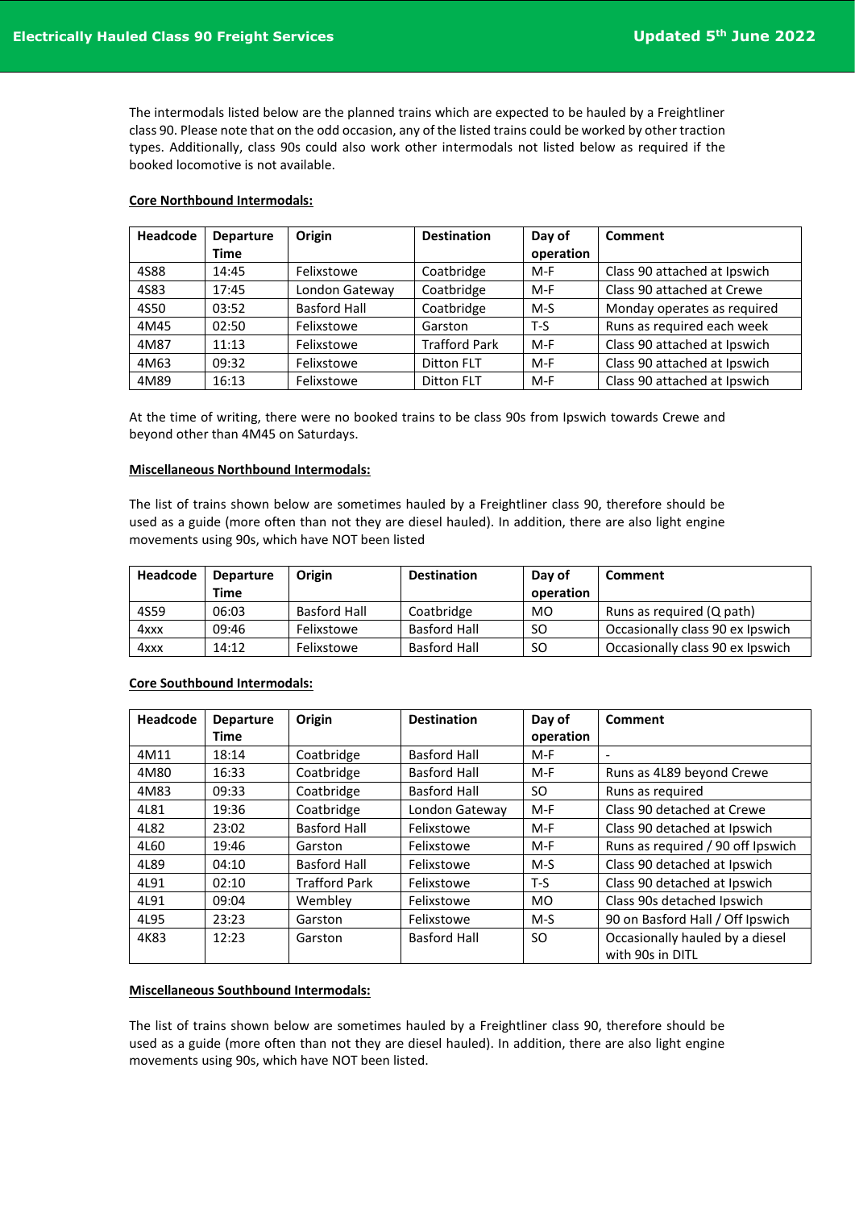**Electrically Hauled Class 90 Freight Services** — Updated 5th June 2022

The intermodals listed below are the planned trains which are expected to be hauled by a Freightliner class 90. Please note that on the odd occasion, any of the listed trains could be worked by other traction types. Additionally, class 90s could also work other intermodals not listed below as required if the booked locomotive is not available.

## Core Northbound Intermodals:

| Headcode | Departure Time | Origin | Destination | Day of operation | Comment |
|---|---|---|---|---|---|
| 4S88 | 14:45 | Felixstowe | Coatbridge | M-F | Class 90 attached at Ipswich |
| 4S83 | 17:45 | London Gateway | Coatbridge | M-F | Class 90 attached at Crewe |
| 4S50 | 03:52 | Basford Hall | Coatbridge | M-S | Monday operates as required |
| 4M45 | 02:50 | Felixstowe | Garston | T-S | Runs as required each week |
| 4M87 | 11:13 | Felixstowe | Trafford Park | M-F | Class 90 attached at Ipswich |
| 4M63 | 09:32 | Felixstowe | Ditton FLT | M-F | Class 90 attached at Ipswich |
| 4M89 | 16:13 | Felixstowe | Ditton FLT | M-F | Class 90 attached at Ipswich |

At the time of writing, there were no booked trains to be class 90s from Ipswich towards Crewe and beyond other than 4M45 on Saturdays.

## Miscellaneous Northbound Intermodals:

The list of trains shown below are sometimes hauled by a Freightliner class 90, therefore should be used as a guide (more often than not they are diesel hauled). In addition, there are also light engine movements using 90s, which have NOT been listed

| Headcode | Departure Time | Origin | Destination | Day of operation | Comment |
|---|---|---|---|---|---|
| 4S59 | 06:03 | Basford Hall | Coatbridge | MO | Runs as required (Q path) |
| 4xxx | 09:46 | Felixstowe | Basford Hall | SO | Occasionally class 90 ex Ipswich |
| 4xxx | 14:12 | Felixstowe | Basford Hall | SO | Occasionally class 90 ex Ipswich |

## Core Southbound Intermodals:

| Headcode | Departure Time | Origin | Destination | Day of operation | Comment |
|---|---|---|---|---|---|
| 4M11 | 18:14 | Coatbridge | Basford Hall | M-F | - |
| 4M80 | 16:33 | Coatbridge | Basford Hall | M-F | Runs as 4L89 beyond Crewe |
| 4M83 | 09:33 | Coatbridge | Basford Hall | SO | Runs as required |
| 4L81 | 19:36 | Coatbridge | London Gateway | M-F | Class 90 detached at Crewe |
| 4L82 | 23:02 | Basford Hall | Felixstowe | M-F | Class 90 detached at Ipswich |
| 4L60 | 19:46 | Garston | Felixstowe | M-F | Runs as required / 90 off Ipswich |
| 4L89 | 04:10 | Basford Hall | Felixstowe | M-S | Class 90 detached at Ipswich |
| 4L91 | 02:10 | Trafford Park | Felixstowe | T-S | Class 90 detached at Ipswich |
| 4L91 | 09:04 | Wembley | Felixstowe | MO | Class 90s detached Ipswich |
| 4L95 | 23:23 | Garston | Felixstowe | M-S | 90 on Basford Hall / Off Ipswich |
| 4K83 | 12:23 | Garston | Basford Hall | SO | Occasionally hauled by a diesel with 90s in DITL |

## Miscellaneous Southbound Intermodals:

The list of trains shown below are sometimes hauled by a Freightliner class 90, therefore should be used as a guide (more often than not they are diesel hauled). In addition, there are also light engine movements using 90s, which have NOT been listed.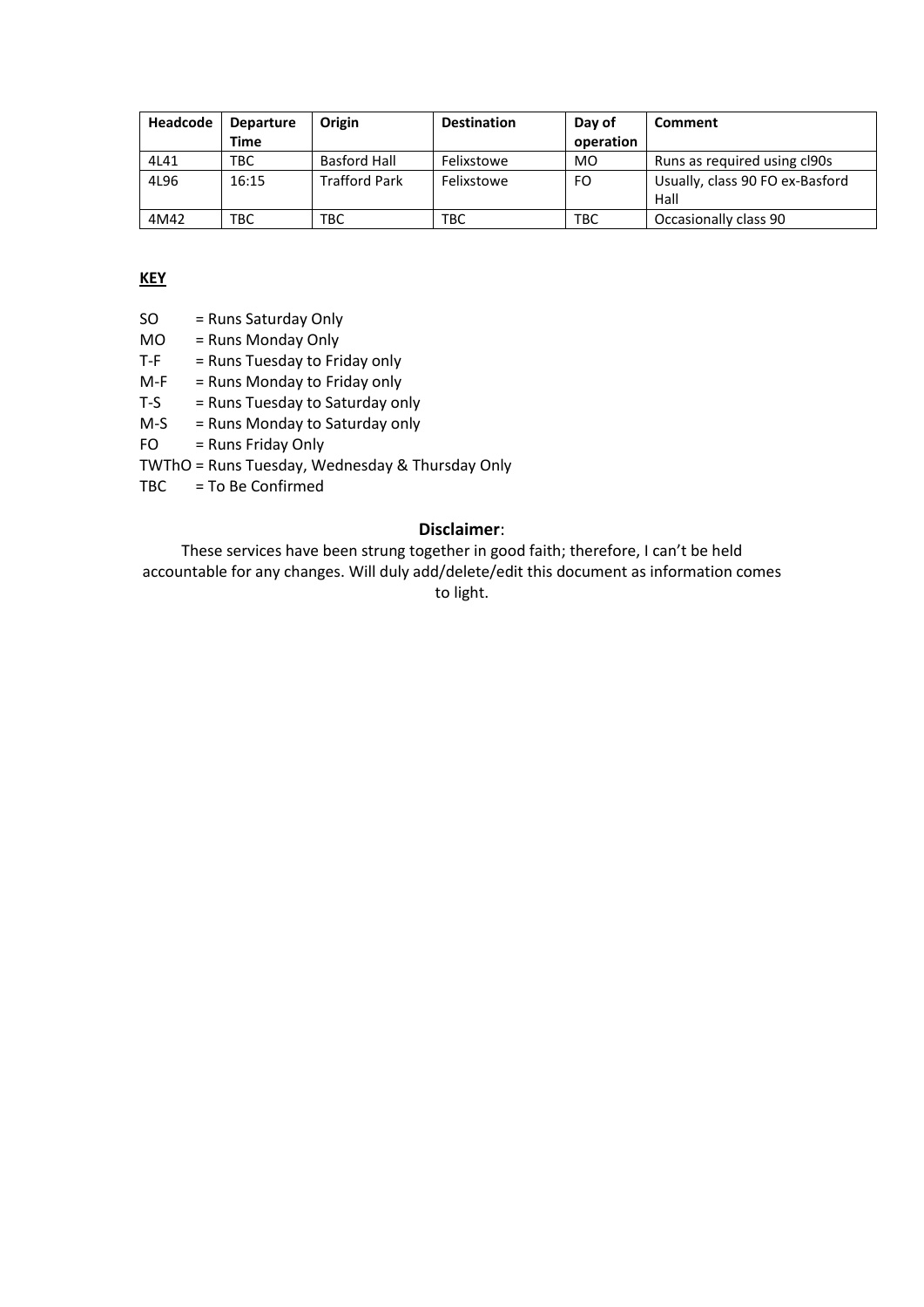| Headcode | Departure Time | Origin | Destination | Day of operation | Comment |
|---|---|---|---|---|---|
| 4L41 | TBC | Basford Hall | Felixstowe | MO | Runs as required using cl90s |
| 4L96 | 16:15 | Trafford Park | Felixstowe | FO | Usually, class 90 FO ex-Basford Hall |
| 4M42 | TBC | TBC | TBC | TBC | Occasionally class 90 |

**KEY**

SO = Runs Saturday Only
MO = Runs Monday Only
T-F = Runs Tuesday to Friday only
M-F = Runs Monday to Friday only
T-S = Runs Tuesday to Saturday only
M-S = Runs Monday to Saturday only
FO = Runs Friday Only
TWThO = Runs Tuesday, Wednesday & Thursday Only
TBC = To Be Confirmed

**Disclaimer**:

These services have been strung together in good faith; therefore, I can't be held accountable for any changes. Will duly add/delete/edit this document as information comes to light.